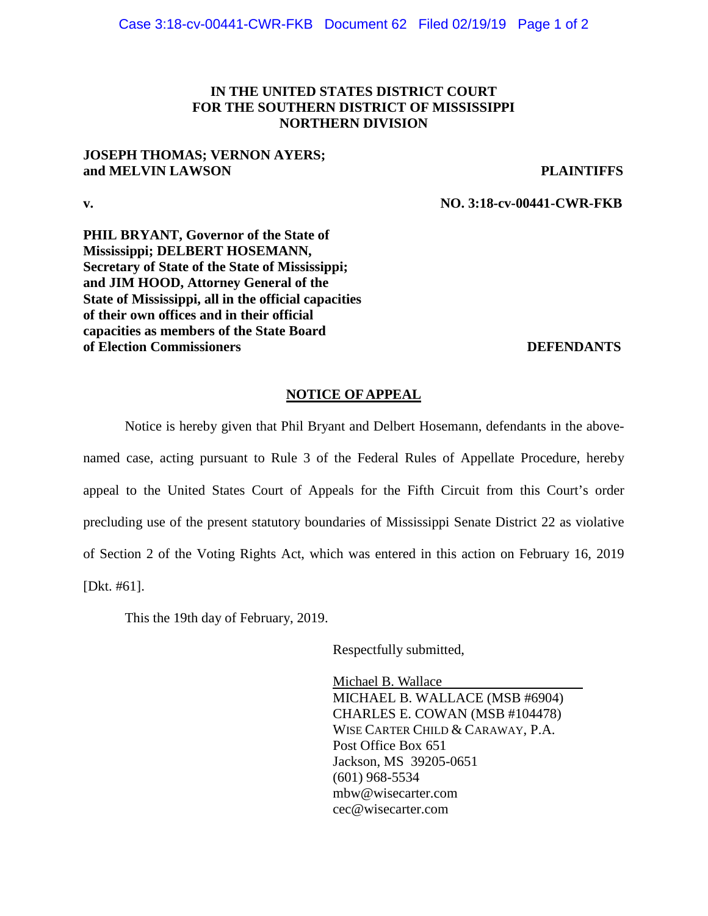**IN THE UNITED STATES DISTRICT COURT**
**FOR THE SOUTHERN DISTRICT OF MISSISSIPPI**
**NORTHERN DIVISION**

**JOSEPH THOMAS; VERNON AYERS; and MELVIN LAWSON** — **PLAINTIFFS**

**v.** — **NO. 3:18-cv-00441-CWR-FKB**

**PHIL BRYANT, Governor of the State of Mississippi; DELBERT HOSEMANN, Secretary of State of the State of Mississippi; and JIM HOOD, Attorney General of the State of Mississippi, all in the official capacities of their own offices and in their official capacities as members of the State Board of Election Commissioners** — **DEFENDANTS**

**NOTICE OF APPEAL**

Notice is hereby given that Phil Bryant and Delbert Hosemann, defendants in the above-named case, acting pursuant to Rule 3 of the Federal Rules of Appellate Procedure, hereby appeal to the United States Court of Appeals for the Fifth Circuit from this Court's order precluding use of the present statutory boundaries of Mississippi Senate District 22 as violative of Section 2 of the Voting Rights Act, which was entered in this action on February 16, 2019 [Dkt. #61].

This the 19th day of February, 2019.

Respectfully submitted,

Michael B. Wallace
MICHAEL B. WALLACE (MSB #6904)
CHARLES E. COWAN (MSB #104478)
WISE CARTER CHILD & CARAWAY, P.A.
Post Office Box 651
Jackson, MS 39205-0651
(601) 968-5534
mbw@wisecarter.com
cec@wisecarter.com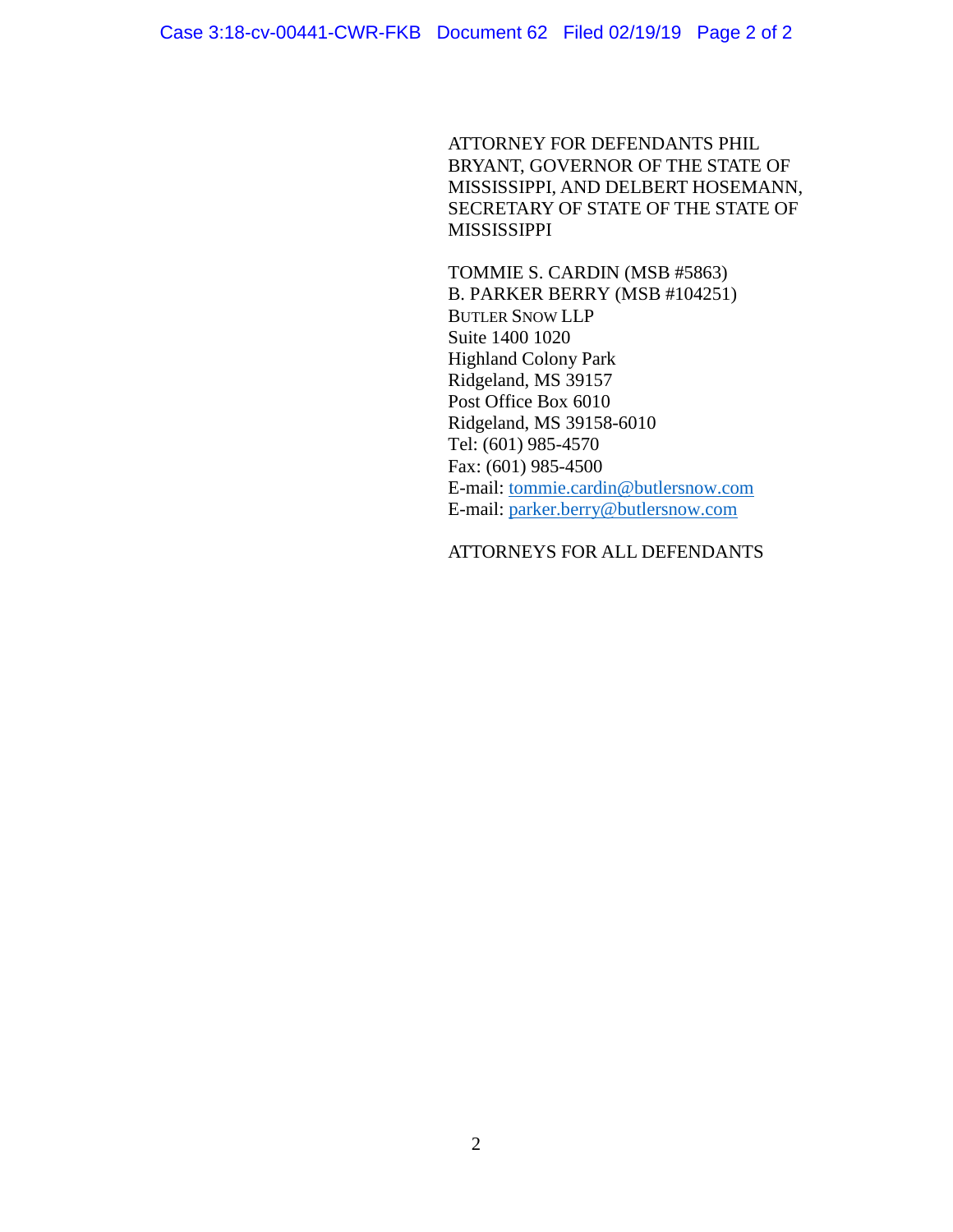ATTORNEY FOR DEFENDANTS PHIL BRYANT, GOVERNOR OF THE STATE OF MISSISSIPPI, AND DELBERT HOSEMANN, SECRETARY OF STATE OF THE STATE OF MISSISSIPPI

TOMMIE S. CARDIN (MSB #5863)
B. PARKER BERRY (MSB #104251)
BUTLER SNOW LLP
Suite 1400 1020
Highland Colony Park
Ridgeland, MS 39157
Post Office Box 6010
Ridgeland, MS 39158-6010
Tel: (601) 985-4570
Fax: (601) 985-4500
E-mail: tommie.cardin@butlersnow.com
E-mail: parker.berry@butlersnow.com

ATTORNEYS FOR ALL DEFENDANTS